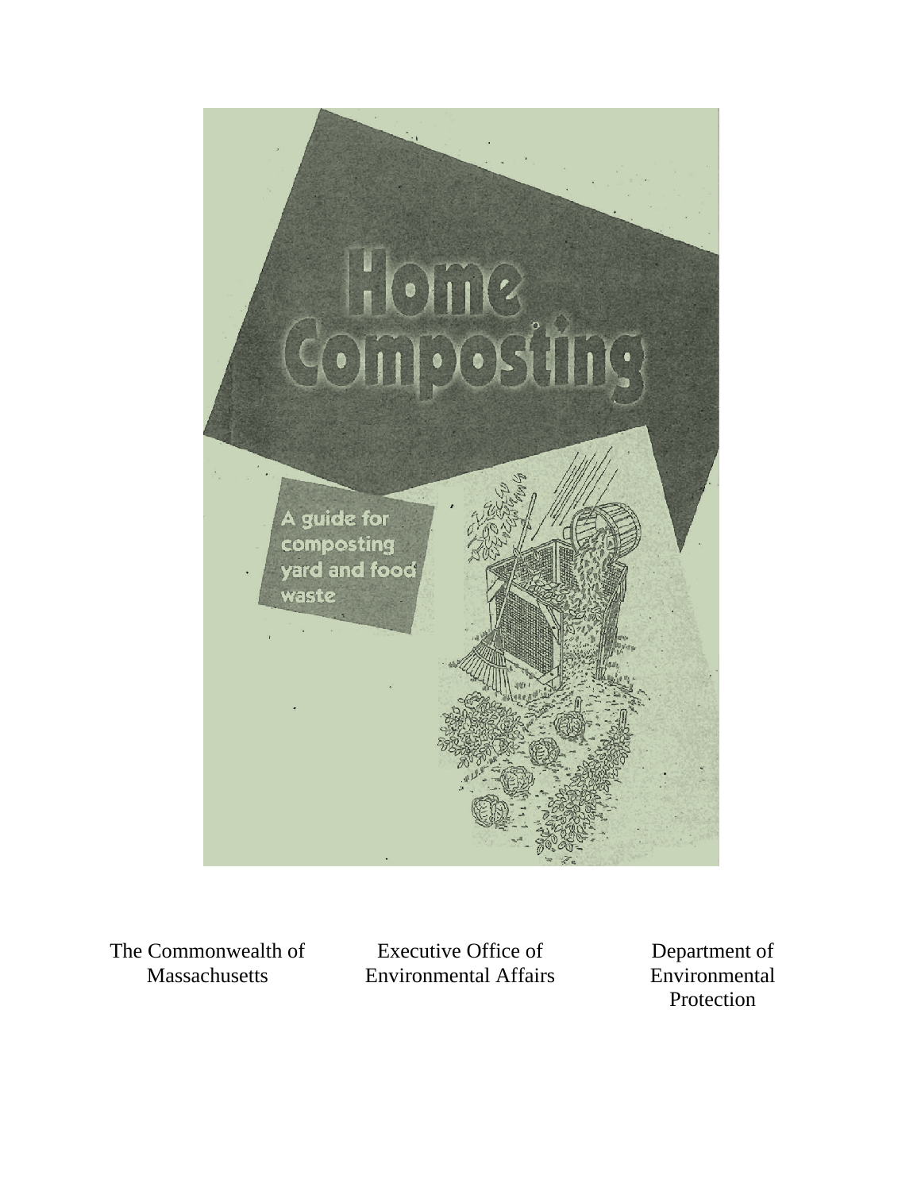# Home Composting

A guide for composting yard and food waste

The Commonwealth of Massachusetts

Executive Office of Environmental Affairs

Department of Environmental Protection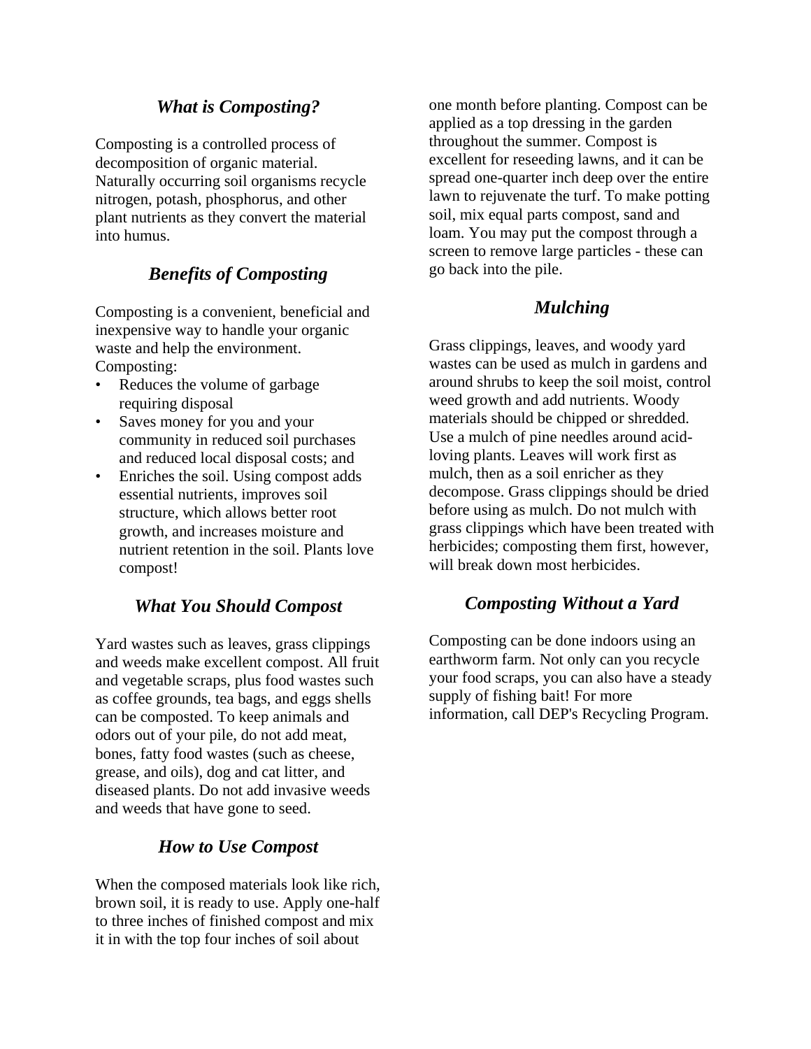## *What is Composting?*

Composting is a controlled process of decomposition of organic material. Naturally occurring soil organisms recycle nitrogen, potash, phosphorus, and other plant nutrients as they convert the material into humus.

## *Benefits of Composting*

Composting is a convenient, beneficial and inexpensive way to handle your organic waste and help the environment. Composting:

- Reduces the volume of garbage requiring disposal
- Saves money for you and your community in reduced soil purchases and reduced local disposal costs; and
- Enriches the soil. Using compost adds essential nutrients, improves soil structure, which allows better root growth, and increases moisture and nutrient retention in the soil. Plants love compost!

## *What You Should Compost*

Yard wastes such as leaves, grass clippings and weeds make excellent compost. All fruit and vegetable scraps, plus food wastes such as coffee grounds, tea bags, and eggs shells can be composted. To keep animals and odors out of your pile, do not add meat, bones, fatty food wastes (such as cheese, grease, and oils), dog and cat litter, and diseased plants. Do not add invasive weeds and weeds that have gone to seed.

## *How to Use Compost*

When the composed materials look like rich, brown soil, it is ready to use. Apply one-half to three inches of finished compost and mix it in with the top four inches of soil about one month before planting. Compost can be applied as a top dressing in the garden throughout the summer. Compost is excellent for reseeding lawns, and it can be spread one-quarter inch deep over the entire lawn to rejuvenate the turf. To make potting soil, mix equal parts compost, sand and loam. You may put the compost through a screen to remove large particles - these can go back into the pile.

## *Mulching*

Grass clippings, leaves, and woody yard wastes can be used as mulch in gardens and around shrubs to keep the soil moist, control weed growth and add nutrients. Woody materials should be chipped or shredded. Use a mulch of pine needles around acid-loving plants. Leaves will work first as mulch, then as a soil enricher as they decompose. Grass clippings should be dried before using as mulch. Do not mulch with grass clippings which have been treated with herbicides; composting them first, however, will break down most herbicides.

## *Composting Without a Yard*

Composting can be done indoors using an earthworm farm. Not only can you recycle your food scraps, you can also have a steady supply of fishing bait! For more information, call DEP's Recycling Program.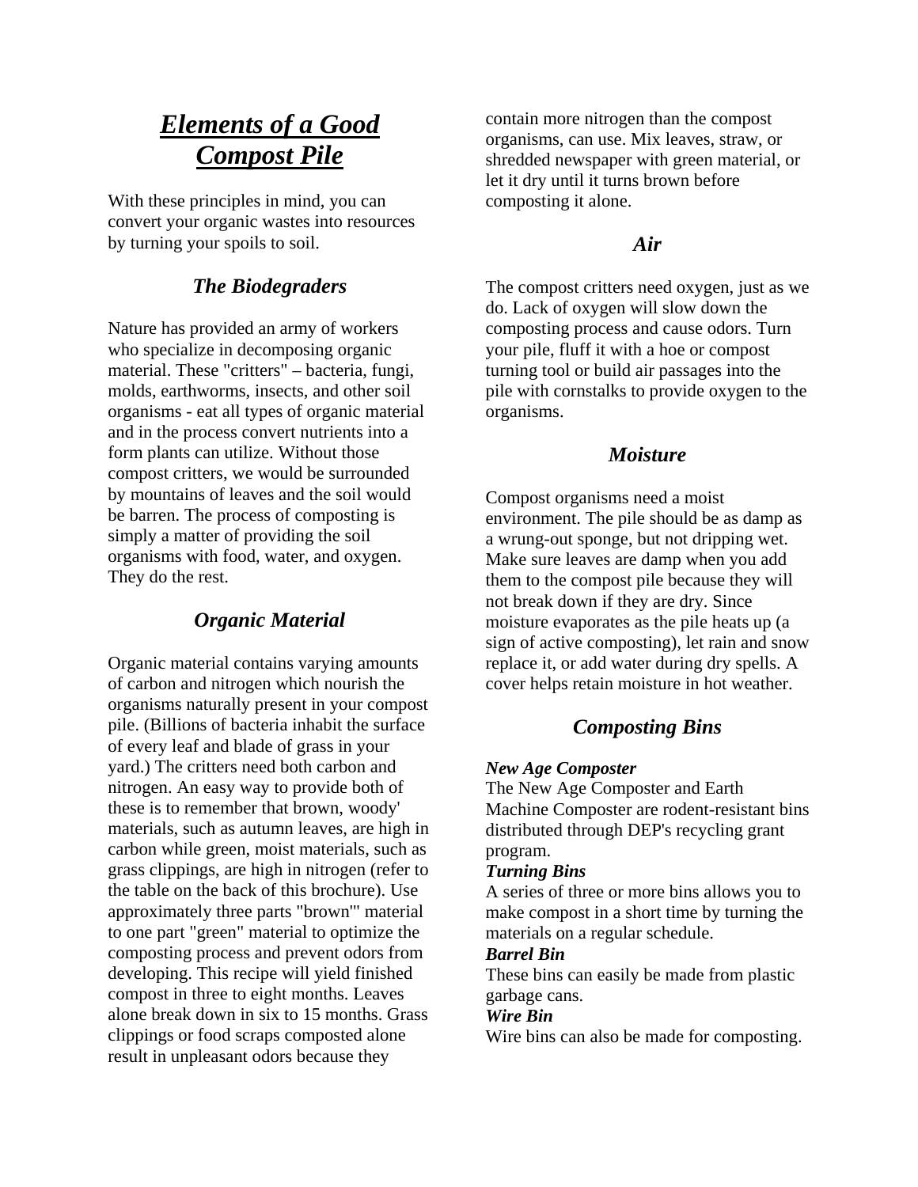# ***Elements of a Good Compost Pile***

With these principles in mind, you can convert your organic wastes into resources by turning your spoils to soil.

### *The Biodegraders*

Nature has provided an army of workers who specialize in decomposing organic material. These "critters" – bacteria, fungi, molds, earthworms, insects, and other soil organisms - eat all types of organic material and in the process convert nutrients into a form plants can utilize. Without those compost critters, we would be surrounded by mountains of leaves and the soil would be barren. The process of composting is simply a matter of providing the soil organisms with food, water, and oxygen. They do the rest.

### *Organic Material*

Organic material contains varying amounts of carbon and nitrogen which nourish the organisms naturally present in your compost pile. (Billions of bacteria inhabit the surface of every leaf and blade of grass in your yard.) The critters need both carbon and nitrogen. An easy way to provide both of these is to remember that brown, woody' materials, such as autumn leaves, are high in carbon while green, moist materials, such as grass clippings, are high in nitrogen (refer to the table on the back of this brochure). Use approximately three parts "brown"' material to one part "green" material to optimize the composting process and prevent odors from developing. This recipe will yield finished compost in three to eight months. Leaves alone break down in six to 15 months. Grass clippings or food scraps composted alone result in unpleasant odors because they contain more nitrogen than the compost organisms, can use. Mix leaves, straw, or shredded newspaper with green material, or let it dry until it turns brown before composting it alone.

### *Air*

The compost critters need oxygen, just as we do. Lack of oxygen will slow down the composting process and cause odors. Turn your pile, fluff it with a hoe or compost turning tool or build air passages into the pile with cornstalks to provide oxygen to the organisms.

### *Moisture*

Compost organisms need a moist environment. The pile should be as damp as a wrung-out sponge, but not dripping wet. Make sure leaves are damp when you add them to the compost pile because they will not break down if they are dry. Since moisture evaporates as the pile heats up (a sign of active composting), let rain and snow replace it, or add water during dry spells. A cover helps retain moisture in hot weather.

### *Composting Bins*

***New Age Composter***
The New Age Composter and Earth Machine Composter are rodent-resistant bins distributed through DEP's recycling grant program.

***Turning Bins***
A series of three or more bins allows you to make compost in a short time by turning the materials on a regular schedule.

***Barrel Bin***
These bins can easily be made from plastic garbage cans.

***Wire Bin***
Wire bins can also be made for composting.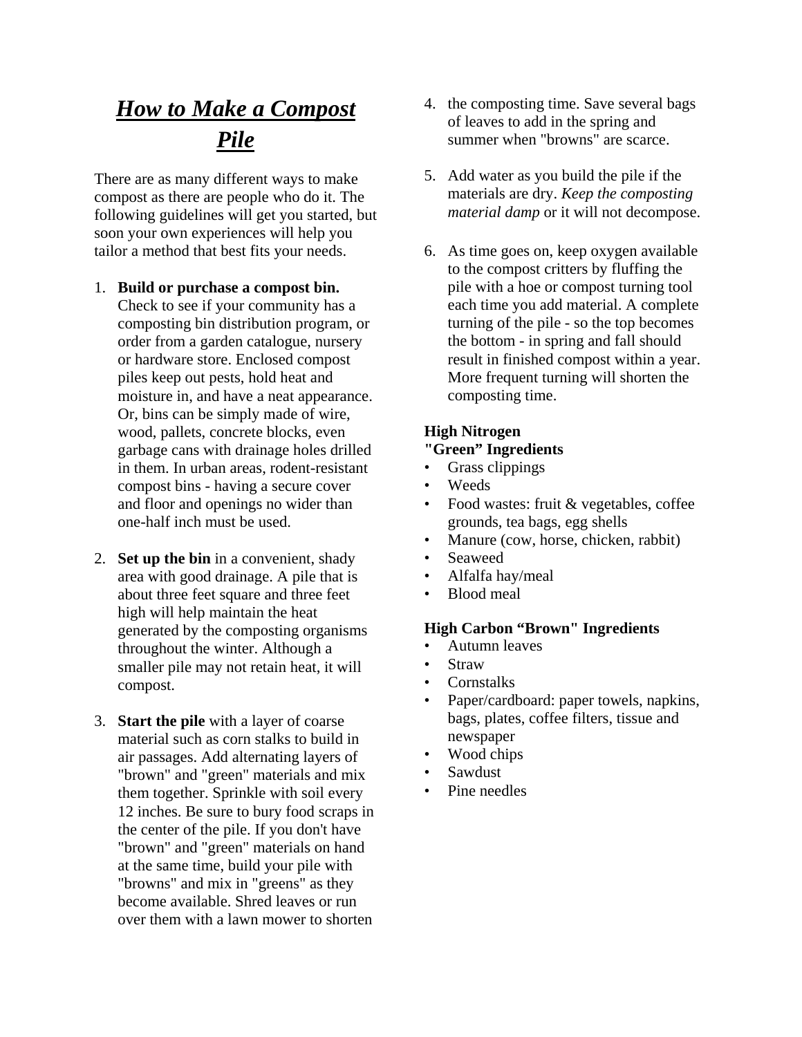# ***How to Make a Compost Pile***

There are as many different ways to make compost as there are people who do it. The following guidelines will get you started, but soon your own experiences will help you tailor a method that best fits your needs.

1. **Build or purchase a compost bin.** Check to see if your community has a composting bin distribution program, or order from a garden catalogue, nursery or hardware store. Enclosed compost piles keep out pests, hold heat and moisture in, and have a neat appearance. Or, bins can be simply made of wire, wood, pallets, concrete blocks, even garbage cans with drainage holes drilled in them. In urban areas, rodent-resistant compost bins - having a secure cover and floor and openings no wider than one-half inch must be used.

2. **Set up the bin** in a convenient, shady area with good drainage. A pile that is about three feet square and three feet high will help maintain the heat generated by the composting organisms throughout the winter. Although a smaller pile may not retain heat, it will compost.

3. **Start the pile** with a layer of coarse material such as corn stalks to build in air passages. Add alternating layers of "brown" and "green" materials and mix them together. Sprinkle with soil every 12 inches. Be sure to bury food scraps in the center of the pile. If you don't have "brown" and "green" materials on hand at the same time, build your pile with "browns" and mix in "greens" as they become available. Shred leaves or run over them with a lawn mower to shorten the composting time. Save several bags of leaves to add in the spring and summer when "browns" are scarce.

5. Add water as you build the pile if the materials are dry. *Keep the composting material damp* or it will not decompose.

6. As time goes on, keep oxygen available to the compost critters by fluffing the pile with a hoe or compost turning tool each time you add material. A complete turning of the pile - so the top becomes the bottom - in spring and fall should result in finished compost within a year. More frequent turning will shorten the composting time.

**High Nitrogen "Green" Ingredients**

- Grass clippings
- Weeds
- Food wastes: fruit & vegetables, coffee grounds, tea bags, egg shells
- Manure (cow, horse, chicken, rabbit)
- Seaweed
- Alfalfa hay/meal
- Blood meal

**High Carbon "Brown" Ingredients**

- Autumn leaves
- Straw
- Cornstalks
- Paper/cardboard: paper towels, napkins, bags, plates, coffee filters, tissue and newspaper
- Wood chips
- Sawdust
- Pine needles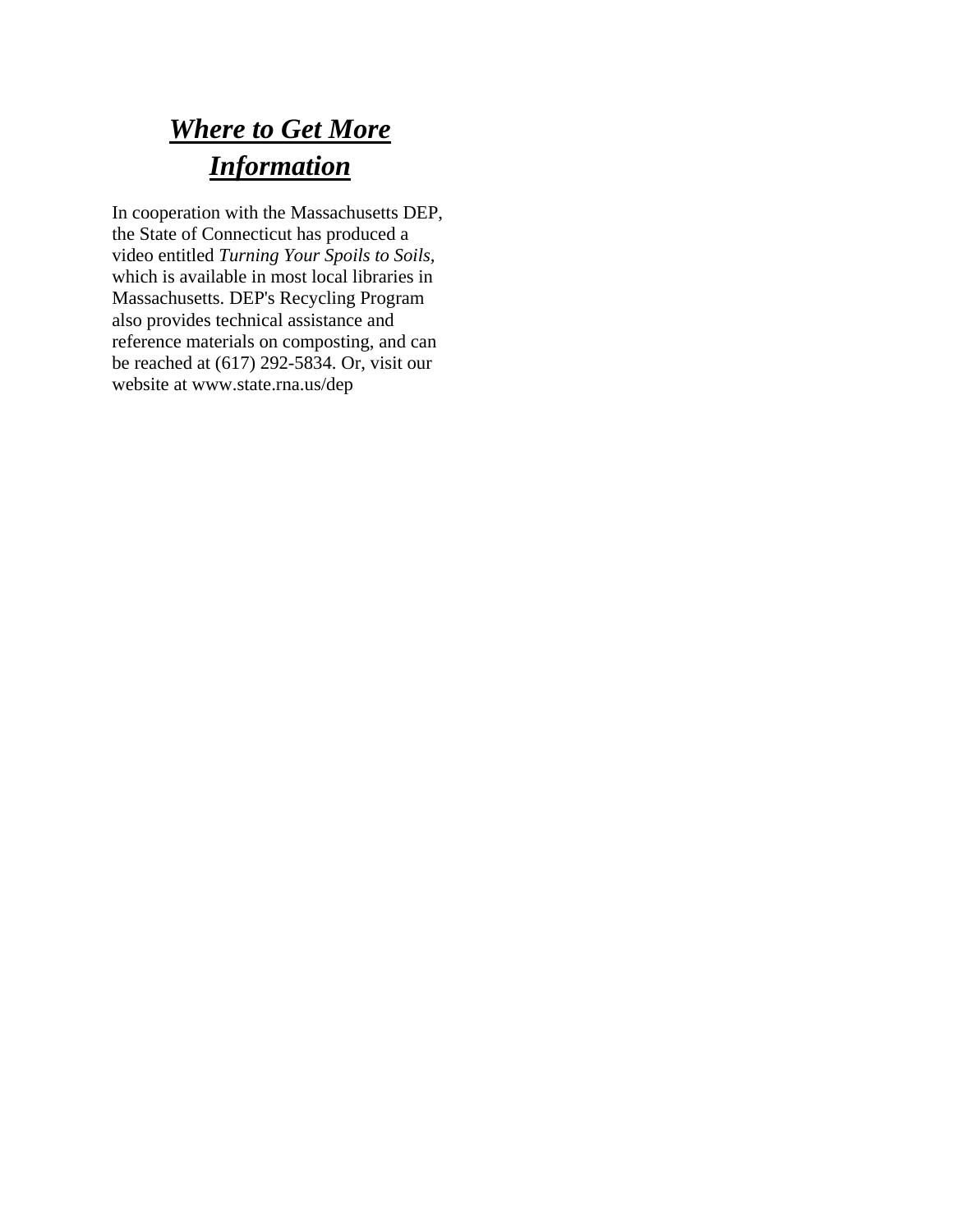## ***Where to Get More Information***

In cooperation with the Massachusetts DEP, the State of Connecticut has produced a video entitled *Turning Your Spoils to Soils,* which is available in most local libraries in Massachusetts. DEP's Recycling Program also provides technical assistance and reference materials on composting, and can be reached at (617) 292-5834. Or, visit our website at www.state.rna.us/dep